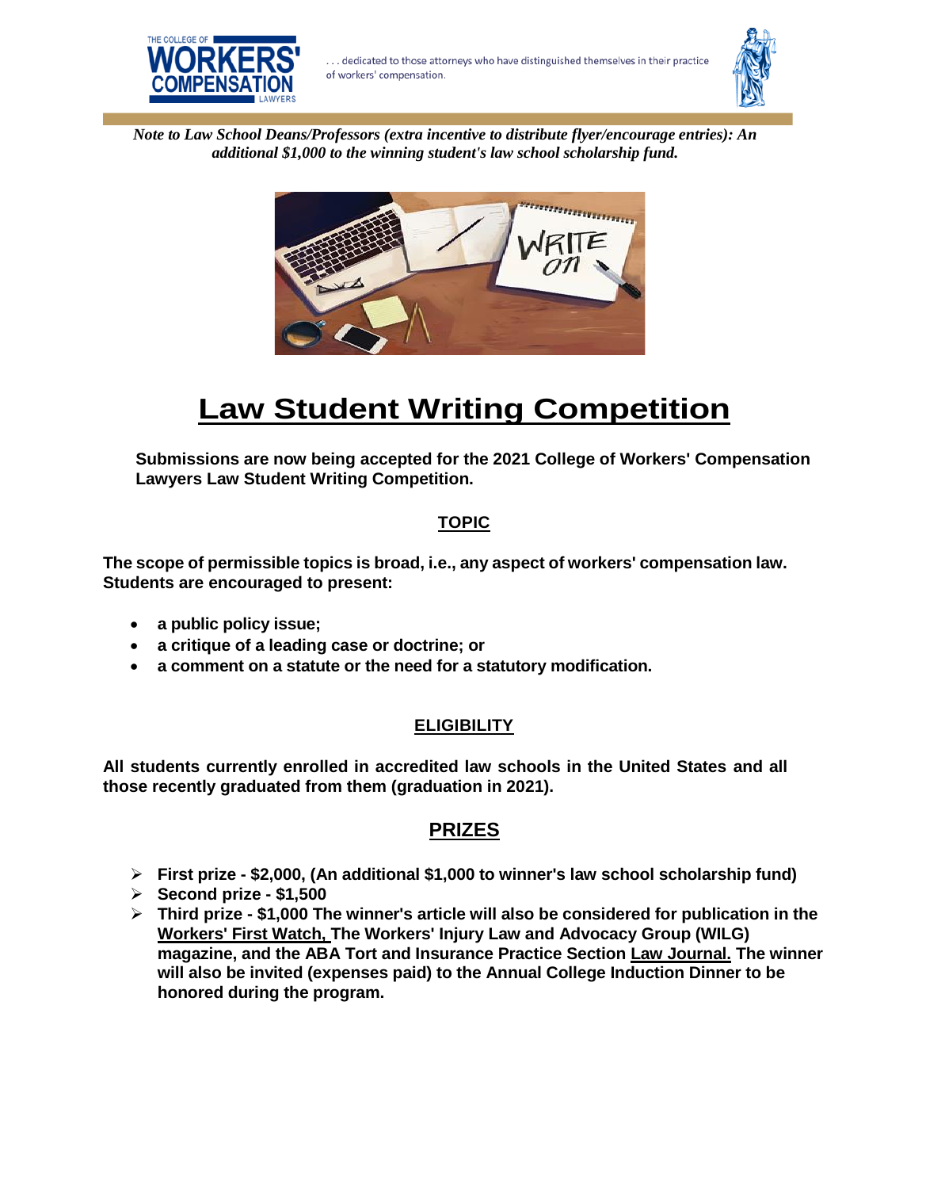. . . dedicated to those attorneys who have distinguished themselves in their practice of workers' compensation.

*Note to Law School Deans/Professors (extra incentive to distribute flyer/encourage entries): An additional $1,000 to the winning student's law school scholarship fund.*

# Law Student Writing Competition

**Submissions are now being accepted for the 2021 College of Workers' Compensation Lawyers Law Student Writing Competition.**

## TOPIC

**The scope of permissible topics is broad, i.e., any aspect of workers' compensation law. Students are encouraged to present:**

- **a public policy issue;**
- **a critique of a leading case or doctrine; or**
- **a comment on a statute or the need for a statutory modification.**

## ELIGIBILITY

**All students currently enrolled in accredited law schools in the United States and all those recently graduated from them (graduation in 2021).**

## PRIZES

- **First prize - $2,000, (An additional $1,000 to winner's law school scholarship fund)**
- **Second prize - $1,500**
- **Third prize - $1,000 The winner's article will also be considered for publication in the Workers' First Watch, The Workers' Injury Law and Advocacy Group (WILG) magazine, and the ABA Tort and Insurance Practice Section Law Journal. The winner will also be invited (expenses paid) to the Annual College Induction Dinner to be honored during the program.**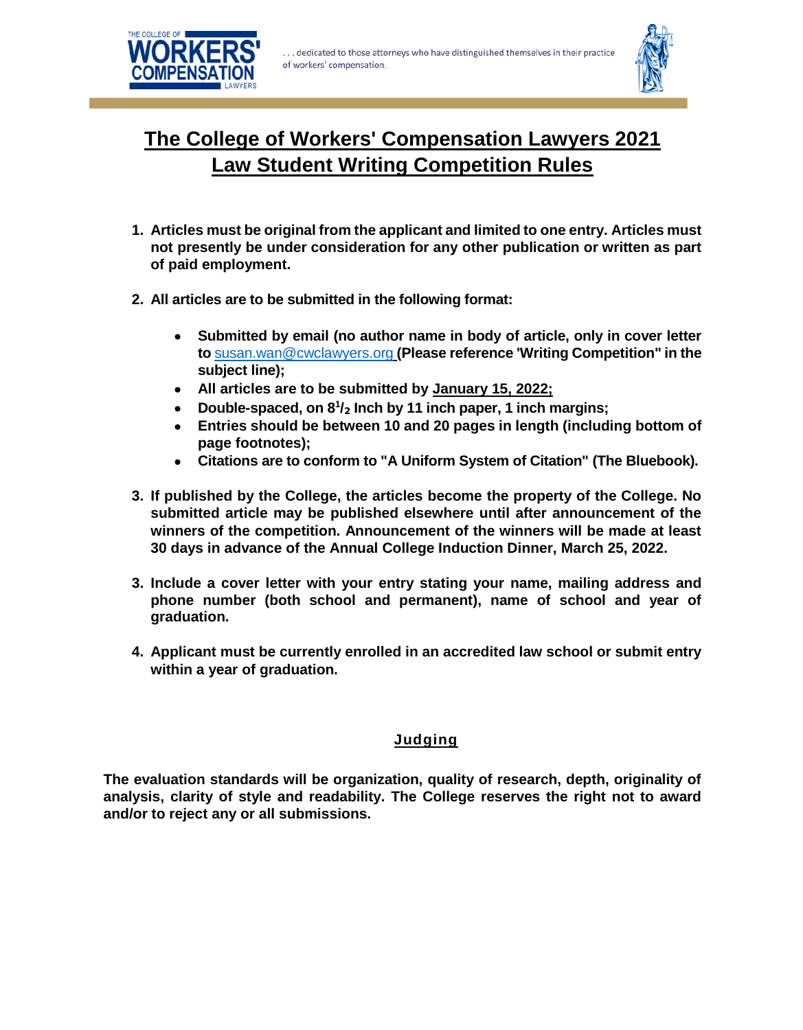THE COLLEGE OF WORKERS' COMPENSATION LAWYERS

. . . dedicated to those attorneys who have distinguished themselves in their practice of workers' compensation.

# The College of Workers' Compensation Lawyers 2021 Law Student Writing Competition Rules

1. **Articles must be original from the applicant and limited to one entry. Articles must not presently be under consideration for any other publication or written as part of paid employment.**

2. **All articles are to be submitted in the following format:**
   - **Submitted by email (no author name in body of article, only in cover letter to** susan.wan@cwclawyers.org **(Please reference 'Writing Competition" in the subject line);**
   - **All articles are to be submitted by January 15, 2022;**
   - **Double-spaced, on $8^1/_2$ Inch by 11 inch paper, 1 inch margins;**
   - **Entries should be between 10 and 20 pages in length (including bottom of page footnotes);**
   - **Citations are to conform to "A Uniform System of Citation" (The Bluebook).**

3. **If published by the College, the articles become the property of the College. No submitted article may be published elsewhere until after announcement of the winners of the competition. Announcement of the winners will be made at least 30 days in advance of the Annual College Induction Dinner, March 25, 2022.**

3. **Include a cover letter with your entry stating your name, mailing address and phone number (both school and permanent), name of school and year of graduation.**

4. **Applicant must be currently enrolled in an accredited law school or submit entry within a year of graduation.**

## Judging

**The evaluation standards will be organization, quality of research, depth, originality of analysis, clarity of style and readability. The College reserves the right not to award and/or to reject any or all submissions.**